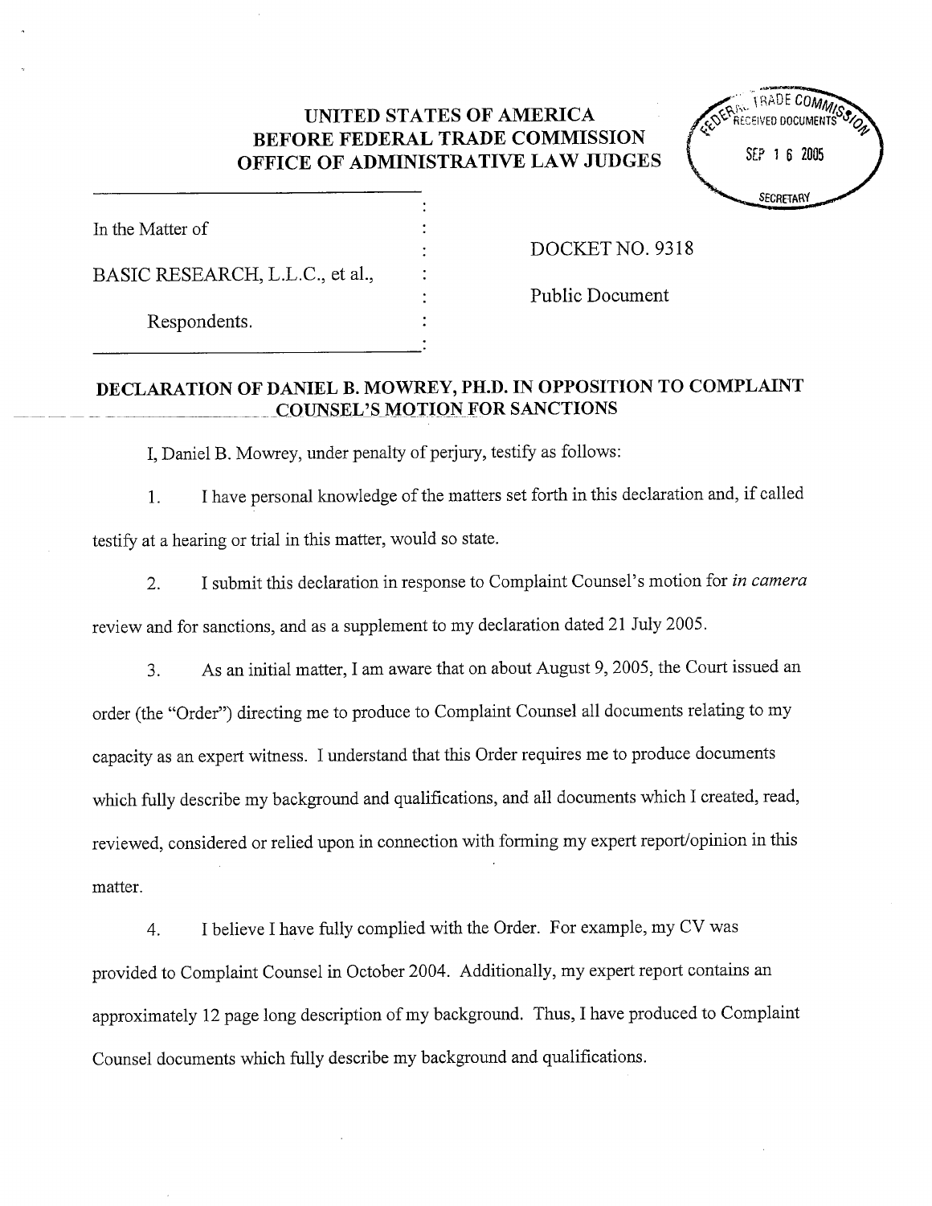**UNITED STATES OF AMERICA**
**BEFORE FEDERAL TRADE COMMISSION**
**OFFICE OF ADMINISTRATIVE LAW JUDGES**

FEDERAL TRADE COMMISSION
RECEIVED DOCUMENTS
SEP 16 2005
SECRETARY

| | |
|---|---|
| In the Matter of<br><br>BASIC RESEARCH, L.L.C., et al.,<br><br>Respondents. | DOCKET NO. 9318<br><br>Public Document |

## DECLARATION OF DANIEL B. MOWREY, PH.D. IN OPPOSITION TO COMPLAINT COUNSEL'S MOTION FOR SANCTIONS

I, Daniel B. Mowrey, under penalty of perjury, testify as follows:

1. I have personal knowledge of the matters set forth in this declaration and, if called testify at a hearing or trial in this matter, would so state.

2. I submit this declaration in response to Complaint Counsel's motion for *in camera* review and for sanctions, and as a supplement to my declaration dated 21 July 2005.

3. As an initial matter, I am aware that on about August 9, 2005, the Court issued an order (the "Order") directing me to produce to Complaint Counsel all documents relating to my capacity as an expert witness. I understand that this Order requires me to produce documents which fully describe my background and qualifications, and all documents which I created, read, reviewed, considered or relied upon in connection with forming my expert report/opinion in this matter.

4. I believe I have fully complied with the Order. For example, my CV was provided to Complaint Counsel in October 2004. Additionally, my expert report contains an approximately 12 page long description of my background. Thus, I have produced to Complaint Counsel documents which fully describe my background and qualifications.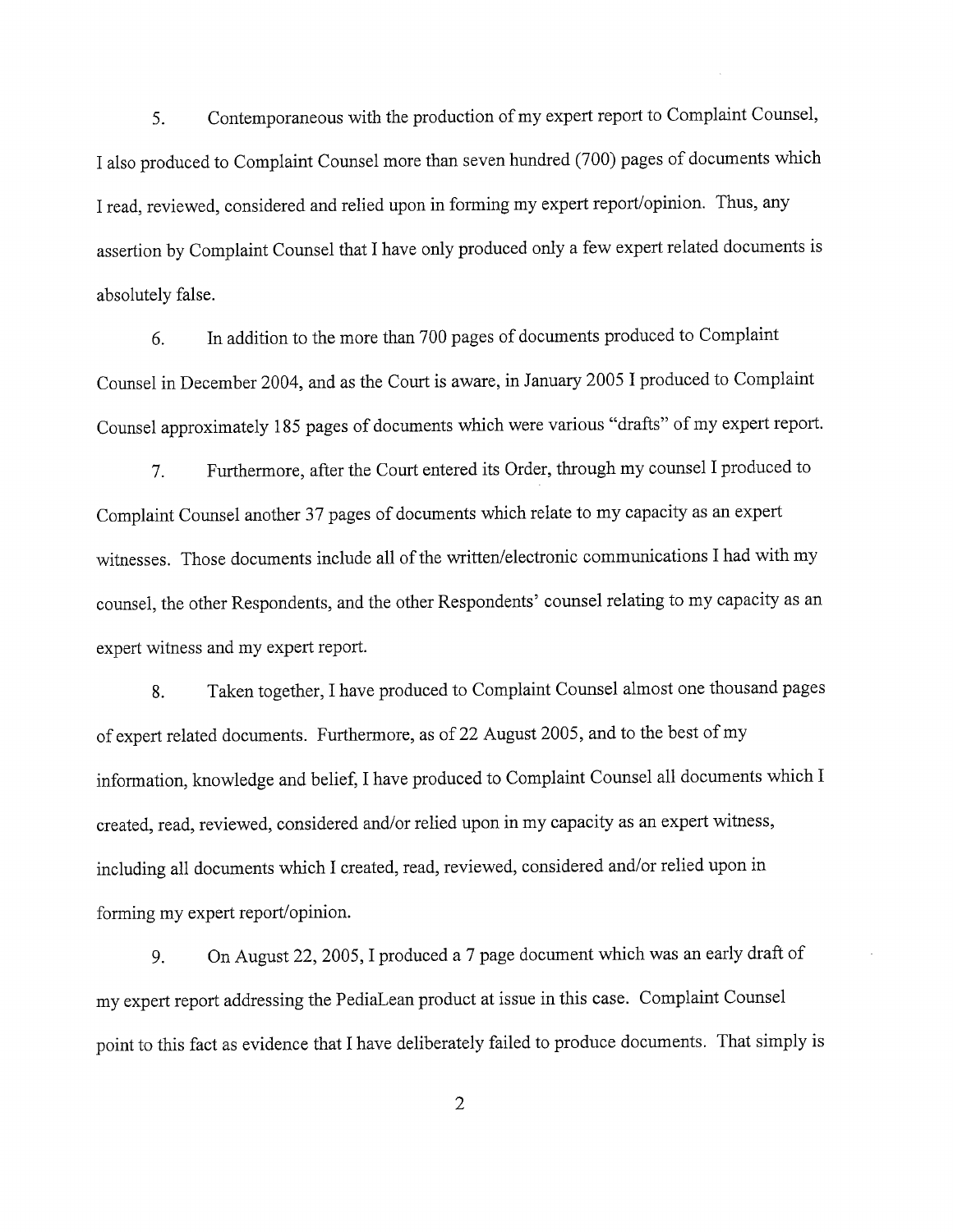5. Contemporaneous with the production of my expert report to Complaint Counsel, I also produced to Complaint Counsel more than seven hundred (700) pages of documents which I read, reviewed, considered and relied upon in forming my expert report/opinion. Thus, any assertion by Complaint Counsel that I have only produced only a few expert related documents is absolutely false.

6. In addition to the more than 700 pages of documents produced to Complaint Counsel in December 2004, and as the Court is aware, in January 2005 I produced to Complaint Counsel approximately 185 pages of documents which were various "drafts" of my expert report.

7. Furthermore, after the Court entered its Order, through my counsel I produced to Complaint Counsel another 37 pages of documents which relate to my capacity as an expert witnesses. Those documents include all of the written/electronic communications I had with my counsel, the other Respondents, and the other Respondents' counsel relating to my capacity as an expert witness and my expert report.

8. Taken together, I have produced to Complaint Counsel almost one thousand pages of expert related documents. Furthermore, as of 22 August 2005, and to the best of my information, knowledge and belief, I have produced to Complaint Counsel all documents which I created, read, reviewed, considered and/or relied upon in my capacity as an expert witness, including all documents which I created, read, reviewed, considered and/or relied upon in forming my expert report/opinion.

9. On August 22, 2005, I produced a 7 page document which was an early draft of my expert report addressing the PediaLean product at issue in this case. Complaint Counsel point to this fact as evidence that I have deliberately failed to produce documents. That simply is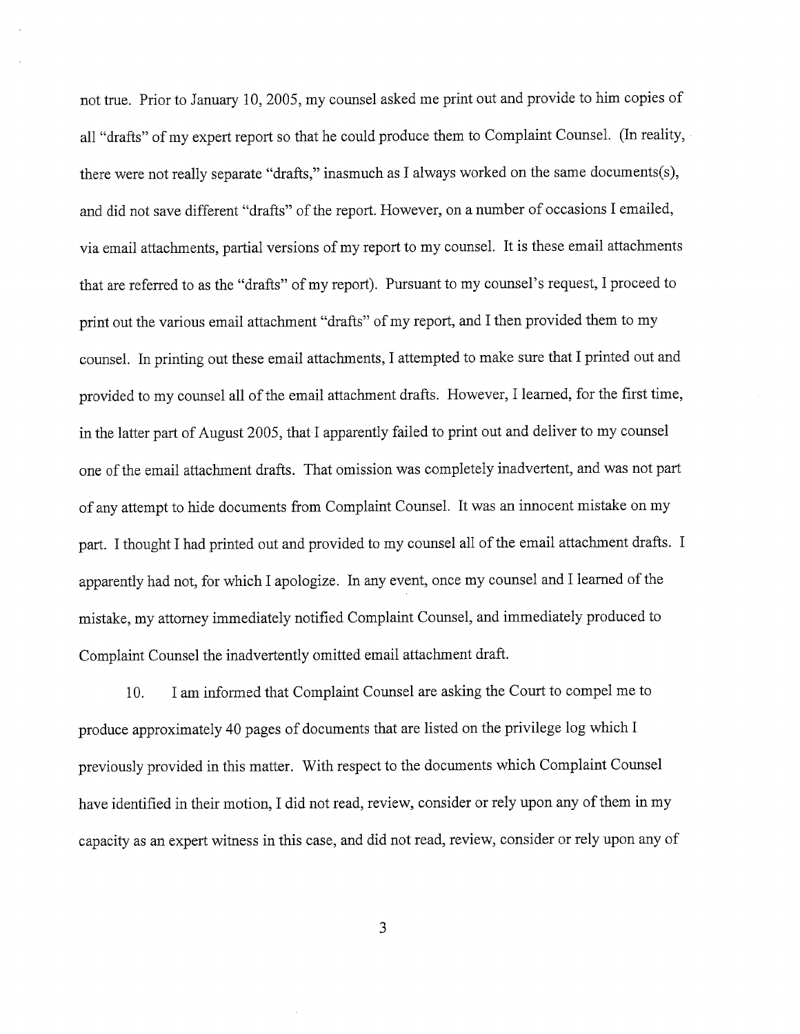not true. Prior to January 10, 2005, my counsel asked me print out and provide to him copies of all "drafts" of my expert report so that he could produce them to Complaint Counsel. (In reality, there were not really separate "drafts," inasmuch as I always worked on the same documents(s), and did not save different "drafts" of the report. However, on a number of occasions I emailed, via email attachments, partial versions of my report to my counsel. It is these email attachments that are referred to as the "drafts" of my report). Pursuant to my counsel's request, I proceed to print out the various email attachment "drafts" of my report, and I then provided them to my counsel. In printing out these email attachments, I attempted to make sure that I printed out and provided to my counsel all of the email attachment drafts. However, I learned, for the first time, in the latter part of August 2005, that I apparently failed to print out and deliver to my counsel one of the email attachment drafts. That omission was completely inadvertent, and was not part of any attempt to hide documents from Complaint Counsel. It was an innocent mistake on my part. I thought I had printed out and provided to my counsel all of the email attachment drafts. I apparently had not, for which I apologize. In any event, once my counsel and I learned of the mistake, my attorney immediately notified Complaint Counsel, and immediately produced to Complaint Counsel the inadvertently omitted email attachment draft.

10. I am informed that Complaint Counsel are asking the Court to compel me to produce approximately 40 pages of documents that are listed on the privilege log which I previously provided in this matter. With respect to the documents which Complaint Counsel have identified in their motion, I did not read, review, consider or rely upon any of them in my capacity as an expert witness in this case, and did not read, review, consider or rely upon any of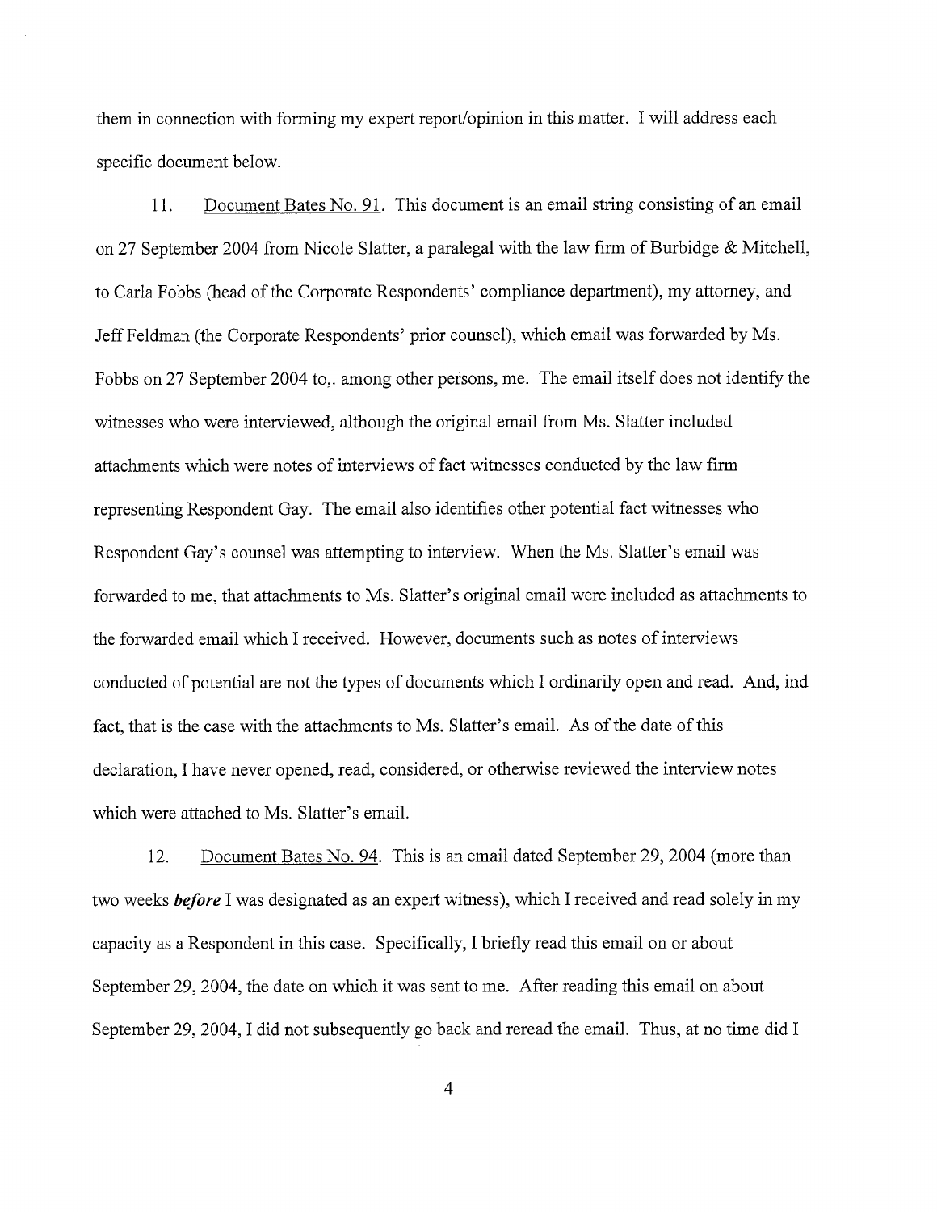them in connection with forming my expert report/opinion in this matter. I will address each specific document below.

11. Document Bates No. 91. This document is an email string consisting of an email on 27 September 2004 from Nicole Slatter, a paralegal with the law firm of Burbidge & Mitchell, to Carla Fobbs (head of the Corporate Respondents' compliance department), my attorney, and Jeff Feldman (the Corporate Respondents' prior counsel), which email was forwarded by Ms. Fobbs on 27 September 2004 to,. among other persons, me. The email itself does not identify the witnesses who were interviewed, although the original email from Ms. Slatter included attachments which were notes of interviews of fact witnesses conducted by the law firm representing Respondent Gay. The email also identifies other potential fact witnesses who Respondent Gay's counsel was attempting to interview. When the Ms. Slatter's email was forwarded to me, that attachments to Ms. Slatter's original email were included as attachments to the forwarded email which I received. However, documents such as notes of interviews conducted of potential are not the types of documents which I ordinarily open and read. And, ind fact, that is the case with the attachments to Ms. Slatter's email. As of the date of this declaration, I have never opened, read, considered, or otherwise reviewed the interview notes which were attached to Ms. Slatter's email.

12. Document Bates No. 94. This is an email dated September 29, 2004 (more than two weeks ***before*** I was designated as an expert witness), which I received and read solely in my capacity as a Respondent in this case. Specifically, I briefly read this email on or about September 29, 2004, the date on which it was sent to me. After reading this email on about September 29, 2004, I did not subsequently go back and reread the email. Thus, at no time did I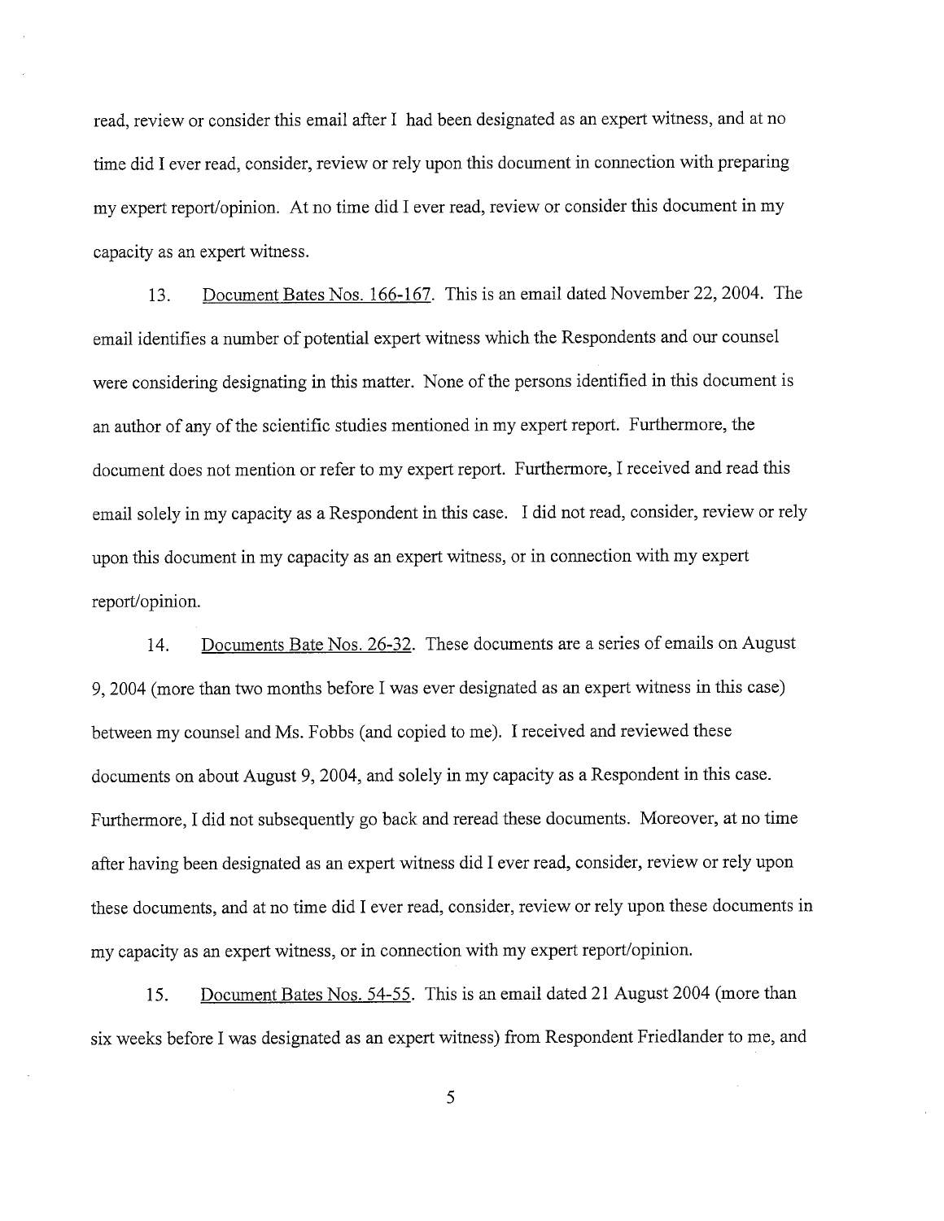read, review or consider this email after I had been designated as an expert witness, and at no time did I ever read, consider, review or rely upon this document in connection with preparing my expert report/opinion. At no time did I ever read, review or consider this document in my capacity as an expert witness.

13. Document Bates Nos. 166-167. This is an email dated November 22, 2004. The email identifies a number of potential expert witness which the Respondents and our counsel were considering designating in this matter. None of the persons identified in this document is an author of any of the scientific studies mentioned in my expert report. Furthermore, the document does not mention or refer to my expert report. Furthermore, I received and read this email solely in my capacity as a Respondent in this case. I did not read, consider, review or rely upon this document in my capacity as an expert witness, or in connection with my expert report/opinion.

14. Documents Bate Nos. 26-32. These documents are a series of emails on August 9, 2004 (more than two months before I was ever designated as an expert witness in this case) between my counsel and Ms. Fobbs (and copied to me). I received and reviewed these documents on about August 9, 2004, and solely in my capacity as a Respondent in this case. Furthermore, I did not subsequently go back and reread these documents. Moreover, at no time after having been designated as an expert witness did I ever read, consider, review or rely upon these documents, and at no time did I ever read, consider, review or rely upon these documents in my capacity as an expert witness, or in connection with my expert report/opinion.

15. Document Bates Nos. 54-55. This is an email dated 21 August 2004 (more than six weeks before I was designated as an expert witness) from Respondent Friedlander to me, and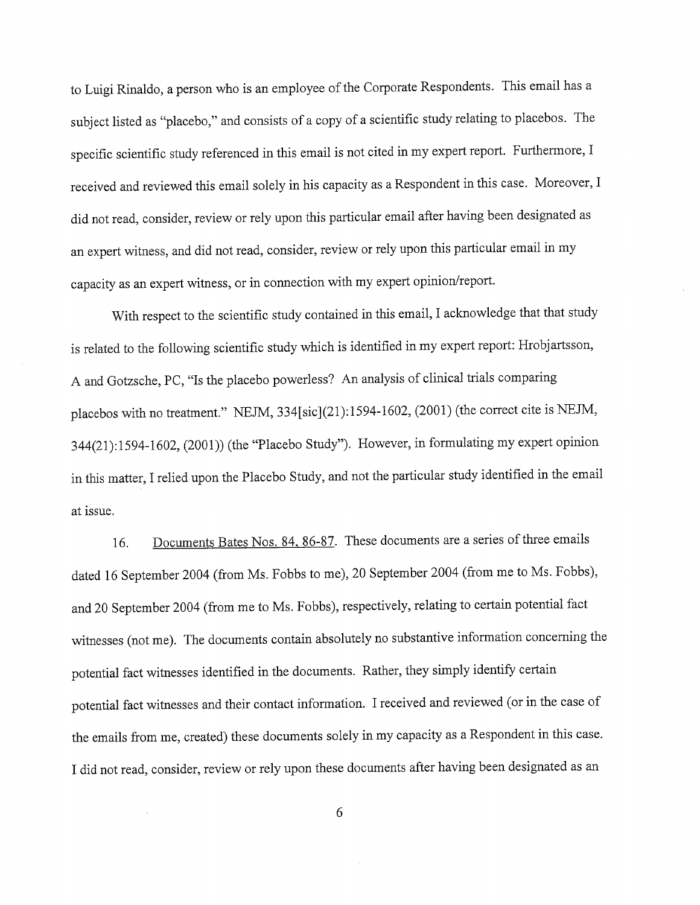to Luigi Rinaldo, a person who is an employee of the Corporate Respondents. This email has a subject listed as "placebo," and consists of a copy of a scientific study relating to placebos. The specific scientific study referenced in this email is not cited in my expert report. Furthermore, I received and reviewed this email solely in his capacity as a Respondent in this case. Moreover, I did not read, consider, review or rely upon this particular email after having been designated as an expert witness, and did not read, consider, review or rely upon this particular email in my capacity as an expert witness, or in connection with my expert opinion/report.

With respect to the scientific study contained in this email, I acknowledge that that study is related to the following scientific study which is identified in my expert report: Hrobjartsson, A and Gotzsche, PC, "Is the placebo powerless? An analysis of clinical trials comparing placebos with no treatment." NEJM, 334[sic](21):1594-1602, (2001) (the correct cite is NEJM, 344(21):1594-1602, (2001)) (the "Placebo Study"). However, in formulating my expert opinion in this matter, I relied upon the Placebo Study, and not the particular study identified in the email at issue.

16. <u>Documents Bates Nos. 84, 86-87</u>. These documents are a series of three emails dated 16 September 2004 (from Ms. Fobbs to me), 20 September 2004 (from me to Ms. Fobbs), and 20 September 2004 (from me to Ms. Fobbs), respectively, relating to certain potential fact witnesses (not me). The documents contain absolutely no substantive information concerning the potential fact witnesses identified in the documents. Rather, they simply identify certain potential fact witnesses and their contact information. I received and reviewed (or in the case of the emails from me, created) these documents solely in my capacity as a Respondent in this case. I did not read, consider, review or rely upon these documents after having been designated as an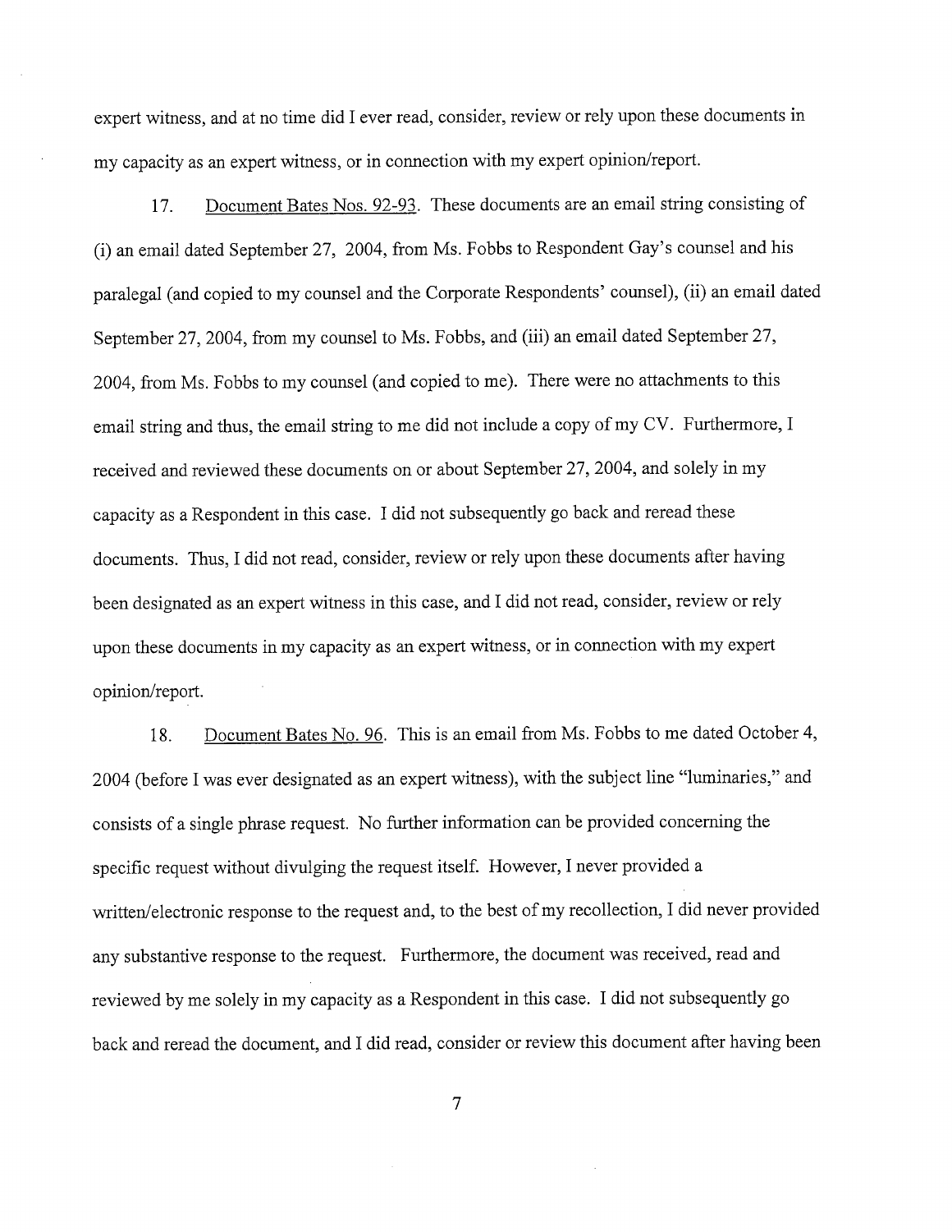expert witness, and at no time did I ever read, consider, review or rely upon these documents in my capacity as an expert witness, or in connection with my expert opinion/report.

17. Document Bates Nos. 92-93. These documents are an email string consisting of (i) an email dated September 27, 2004, from Ms. Fobbs to Respondent Gay's counsel and his paralegal (and copied to my counsel and the Corporate Respondents' counsel), (ii) an email dated September 27, 2004, from my counsel to Ms. Fobbs, and (iii) an email dated September 27, 2004, from Ms. Fobbs to my counsel (and copied to me). There were no attachments to this email string and thus, the email string to me did not include a copy of my CV. Furthermore, I received and reviewed these documents on or about September 27, 2004, and solely in my capacity as a Respondent in this case. I did not subsequently go back and reread these documents. Thus, I did not read, consider, review or rely upon these documents after having been designated as an expert witness in this case, and I did not read, consider, review or rely upon these documents in my capacity as an expert witness, or in connection with my expert opinion/report.

18. Document Bates No. 96. This is an email from Ms. Fobbs to me dated October 4, 2004 (before I was ever designated as an expert witness), with the subject line "luminaries," and consists of a single phrase request. No further information can be provided concerning the specific request without divulging the request itself. However, I never provided a written/electronic response to the request and, to the best of my recollection, I did never provided any substantive response to the request. Furthermore, the document was received, read and reviewed by me solely in my capacity as a Respondent in this case. I did not subsequently go back and reread the document, and I did read, consider or review this document after having been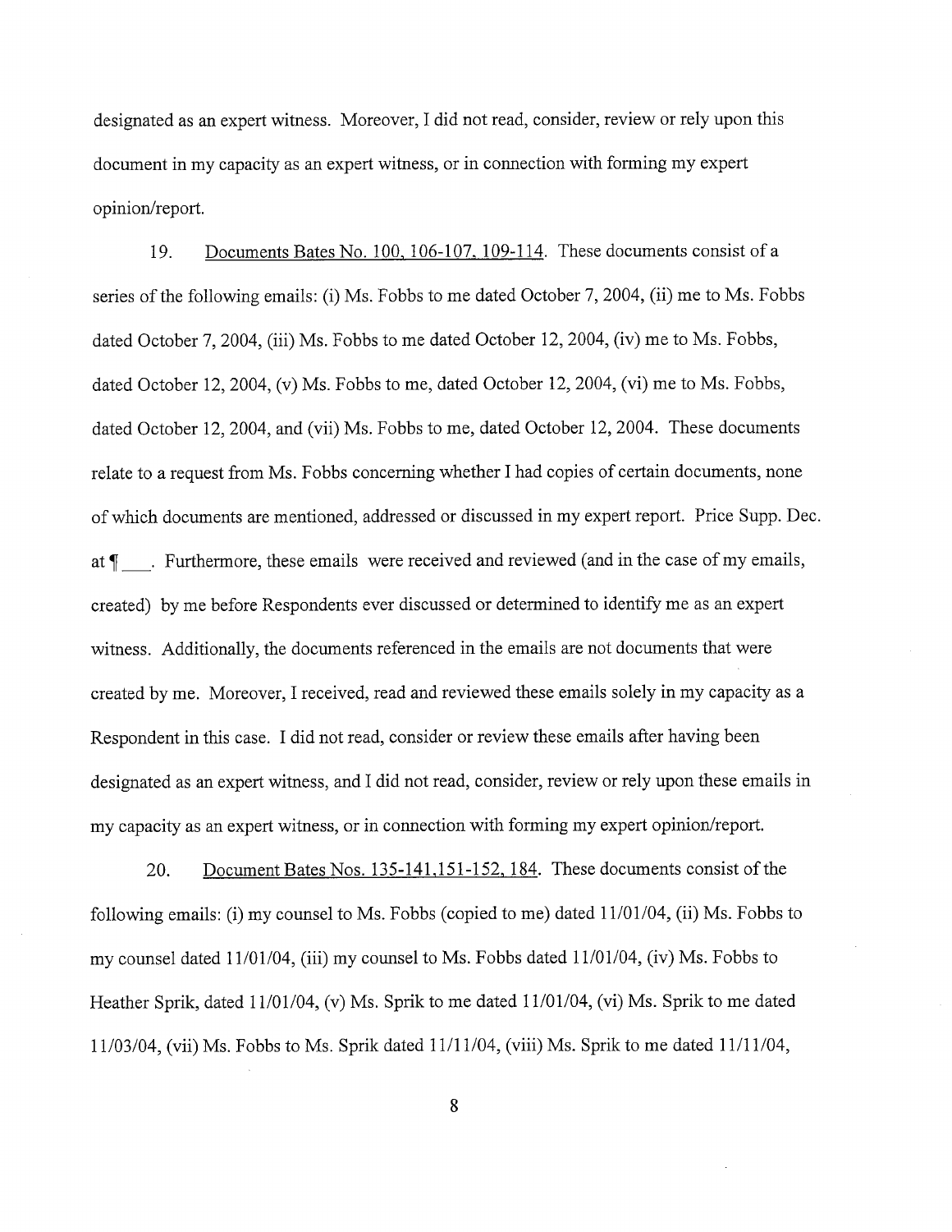designated as an expert witness. Moreover, I did not read, consider, review or rely upon this document in my capacity as an expert witness, or in connection with forming my expert opinion/report.

19. Documents Bates No. 100, 106-107, 109-114. These documents consist of a series of the following emails: (i) Ms. Fobbs to me dated October 7, 2004, (ii) me to Ms. Fobbs dated October 7, 2004, (iii) Ms. Fobbs to me dated October 12, 2004, (iv) me to Ms. Fobbs, dated October 12, 2004, (v) Ms. Fobbs to me, dated October 12, 2004, (vi) me to Ms. Fobbs, dated October 12, 2004, and (vii) Ms. Fobbs to me, dated October 12, 2004. These documents relate to a request from Ms. Fobbs concerning whether I had copies of certain documents, none of which documents are mentioned, addressed or discussed in my expert report. Price Supp. Dec. at ¶ ___. Furthermore, these emails were received and reviewed (and in the case of my emails, created) by me before Respondents ever discussed or determined to identify me as an expert witness. Additionally, the documents referenced in the emails are not documents that were created by me. Moreover, I received, read and reviewed these emails solely in my capacity as a Respondent in this case. I did not read, consider or review these emails after having been designated as an expert witness, and I did not read, consider, review or rely upon these emails in my capacity as an expert witness, or in connection with forming my expert opinion/report.

20. Document Bates Nos. 135-141,151-152, 184. These documents consist of the following emails: (i) my counsel to Ms. Fobbs (copied to me) dated 11/01/04, (ii) Ms. Fobbs to my counsel dated 11/01/04, (iii) my counsel to Ms. Fobbs dated 11/01/04, (iv) Ms. Fobbs to Heather Sprik, dated 11/01/04, (v) Ms. Sprik to me dated 11/01/04, (vi) Ms. Sprik to me dated 11/03/04, (vii) Ms. Fobbs to Ms. Sprik dated 11/11/04, (viii) Ms. Sprik to me dated 11/11/04,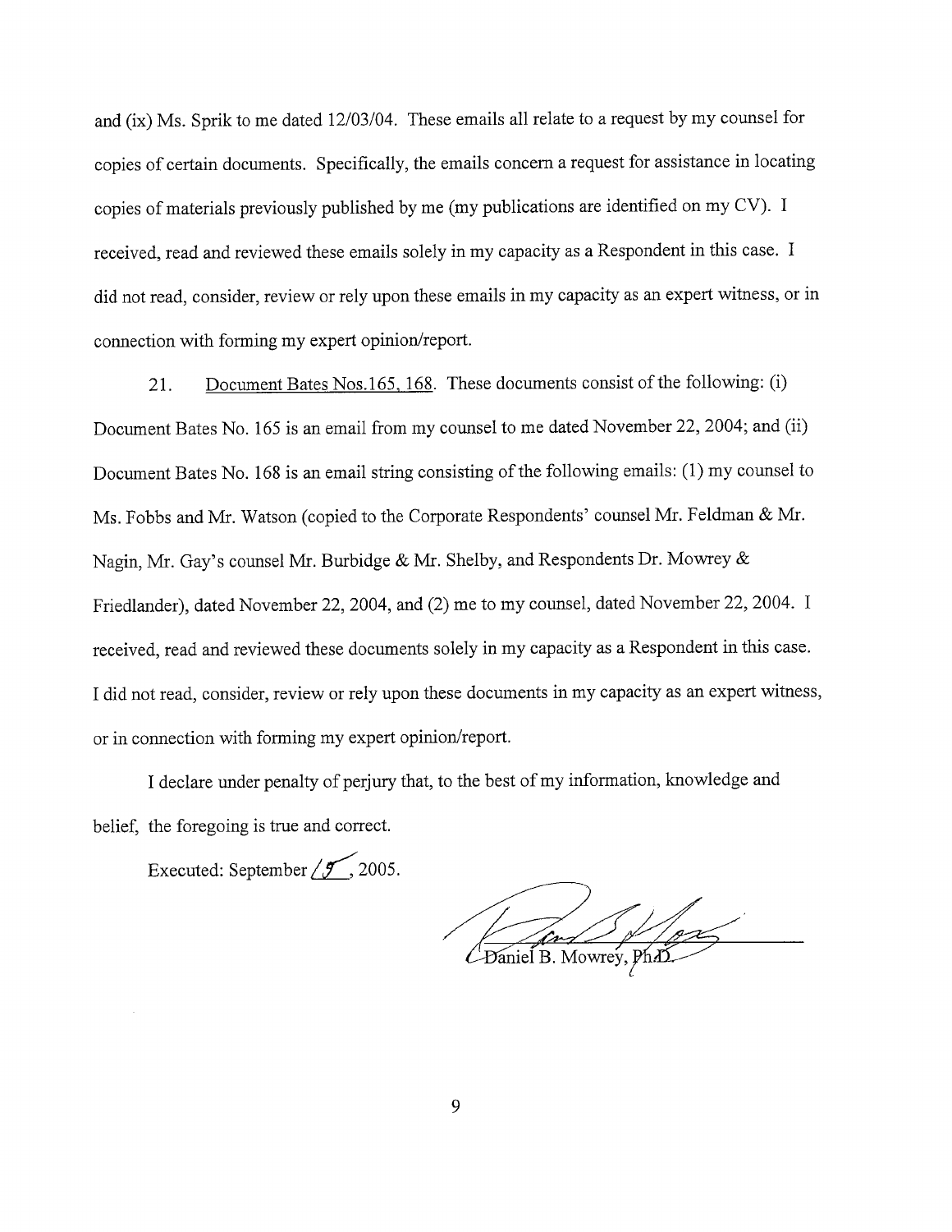and (ix) Ms. Sprik to me dated 12/03/04. These emails all relate to a request by my counsel for copies of certain documents. Specifically, the emails concern a request for assistance in locating copies of materials previously published by me (my publications are identified on my CV). I received, read and reviewed these emails solely in my capacity as a Respondent in this case. I did not read, consider, review or rely upon these emails in my capacity as an expert witness, or in connection with forming my expert opinion/report.

21. Document Bates Nos.165, 168. These documents consist of the following: (i) Document Bates No. 165 is an email from my counsel to me dated November 22, 2004; and (ii) Document Bates No. 168 is an email string consisting of the following emails: (1) my counsel to Ms. Fobbs and Mr. Watson (copied to the Corporate Respondents' counsel Mr. Feldman & Mr. Nagin, Mr. Gay's counsel Mr. Burbidge & Mr. Shelby, and Respondents Dr. Mowrey & Friedlander), dated November 22, 2004, and (2) me to my counsel, dated November 22, 2004. I received, read and reviewed these documents solely in my capacity as a Respondent in this case. I did not read, consider, review or rely upon these documents in my capacity as an expert witness, or in connection with forming my expert opinion/report.

I declare under penalty of perjury that, to the best of my information, knowledge and belief, the foregoing is true and correct.

Executed: September 15, 2005.

Daniel B. Mowrey, Ph.D.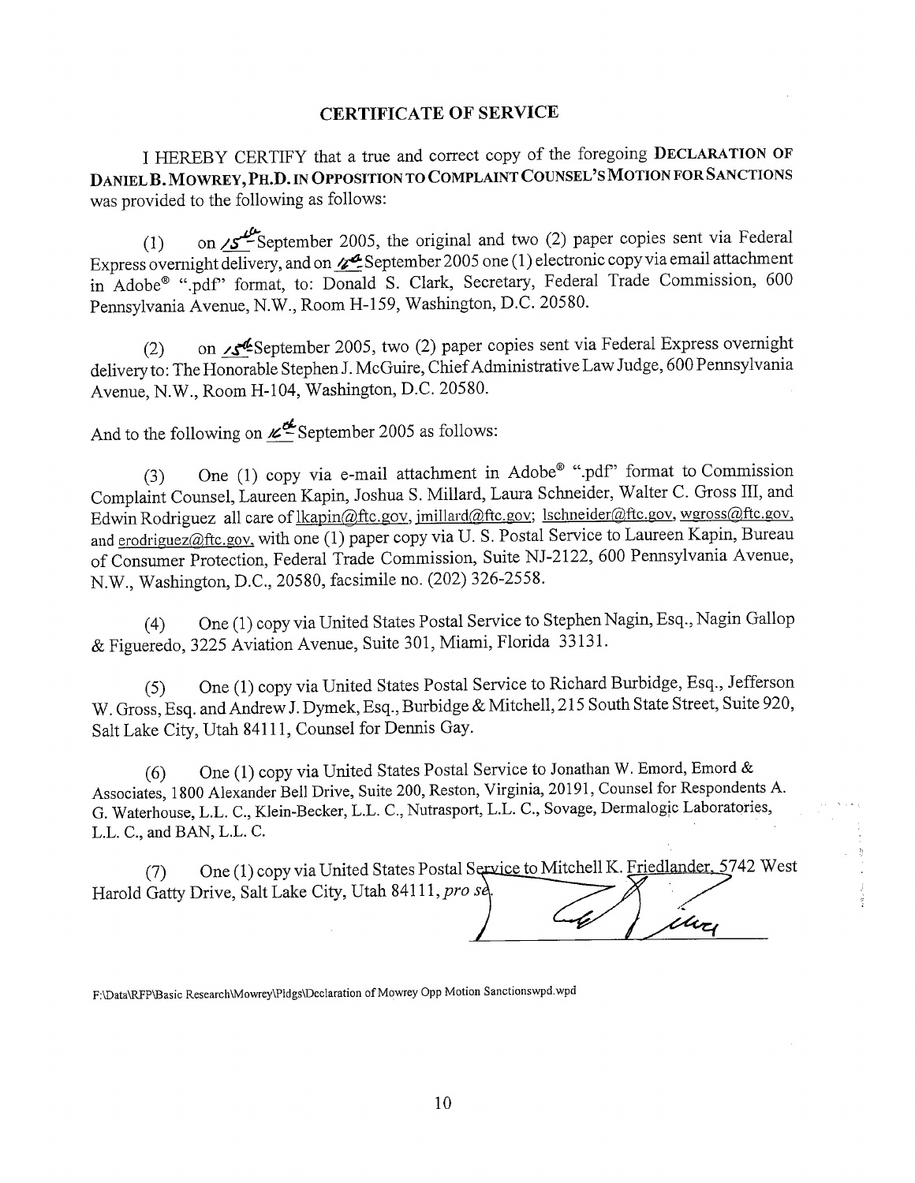**CERTIFICATE OF SERVICE**

I HEREBY CERTIFY that a true and correct copy of the foregoing **DECLARATION OF DANIEL B. MOWREY, PH.D. IN OPPOSITION TO COMPLAINT COUNSEL'S MOTION FOR SANCTIONS** was provided to the following as follows:

(1) on 15th September 2005, the original and two (2) paper copies sent via Federal Express overnight delivery, and on 16th September 2005 one (1) electronic copy via email attachment in Adobe® ".pdf" format, to: Donald S. Clark, Secretary, Federal Trade Commission, 600 Pennsylvania Avenue, N.W., Room H-159, Washington, D.C. 20580.

(2) on 15th September 2005, two (2) paper copies sent via Federal Express overnight delivery to: The Honorable Stephen J. McGuire, Chief Administrative Law Judge, 600 Pennsylvania Avenue, N.W., Room H-104, Washington, D.C. 20580.

And to the following on 16th September 2005 as follows:

(3) One (1) copy via e-mail attachment in Adobe® ".pdf" format to Commission Complaint Counsel, Laureen Kapin, Joshua S. Millard, Laura Schneider, Walter C. Gross III, and Edwin Rodriguez all care of lkapin@ftc.gov, jmillard@ftc.gov; lschneider@ftc.gov, wgross@ftc.gov, and erodriguez@ftc.gov, with one (1) paper copy via U. S. Postal Service to Laureen Kapin, Bureau of Consumer Protection, Federal Trade Commission, Suite NJ-2122, 600 Pennsylvania Avenue, N.W., Washington, D.C., 20580, facsimile no. (202) 326-2558.

(4) One (1) copy via United States Postal Service to Stephen Nagin, Esq., Nagin Gallop & Figueredo, 3225 Aviation Avenue, Suite 301, Miami, Florida 33131.

(5) One (1) copy via United States Postal Service to Richard Burbidge, Esq., Jefferson W. Gross, Esq. and Andrew J. Dymek, Esq., Burbidge & Mitchell, 215 South State Street, Suite 920, Salt Lake City, Utah 84111, Counsel for Dennis Gay.

(6) One (1) copy via United States Postal Service to Jonathan W. Emord, Emord & Associates, 1800 Alexander Bell Drive, Suite 200, Reston, Virginia, 20191, Counsel for Respondents A. G. Waterhouse, L.L. C., Klein-Becker, L.L. C., Nutrasport, L.L. C., Sovage, Dermalogic Laboratories, L.L. C., and BAN, L.L. C.

(7) One (1) copy via United States Postal Service to Mitchell K. Friedlander, 5742 West Harold Gatty Drive, Salt Lake City, Utah 84111, *pro se*.

F:\Data\RFP\Basic Research\Mowrey\Pldgs\Declaration of Mowrey Opp Motion Sanctionswpd.wpd